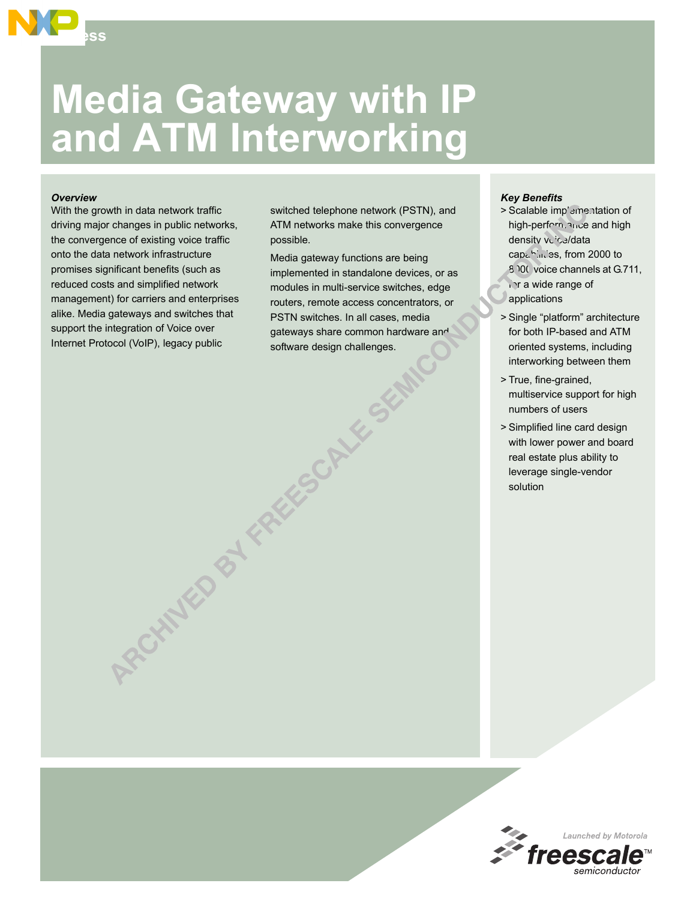# Media Gateway with IP and ATM Interworking

*Overview*

With the growth in data network traffic driving major changes in public networks, the convergence of existing voice traffic onto the data network infrastructure promises significant benefits (such as reduced costs and simplified network management) for carriers and enterprises alike. Media gateways and switches that support the integration of Voice over Internet Protocol (VoIP), legacy public switched telephone network (PSTN), and ATM networks make this convergence possible.

Media gateway functions are being implemented in standalone devices, or as modules in multi-service switches, edge routers, remote access concentrators, or PSTN switches. In all cases, media gateways share common hardware and software design challenges.

*Key Benefits*

> Scalable implementation of high-performance and high density voice/data capabilities, from 2000 to 8000 voice channels at G.711, for a wide range of applications

> Single "platform" architecture for both IP-based and ATM oriented systems, including interworking between them

> True, fine-grained, multiservice support for high numbers of users

> Simplified line card design with lower power and board real estate plus ability to leverage single-vendor solution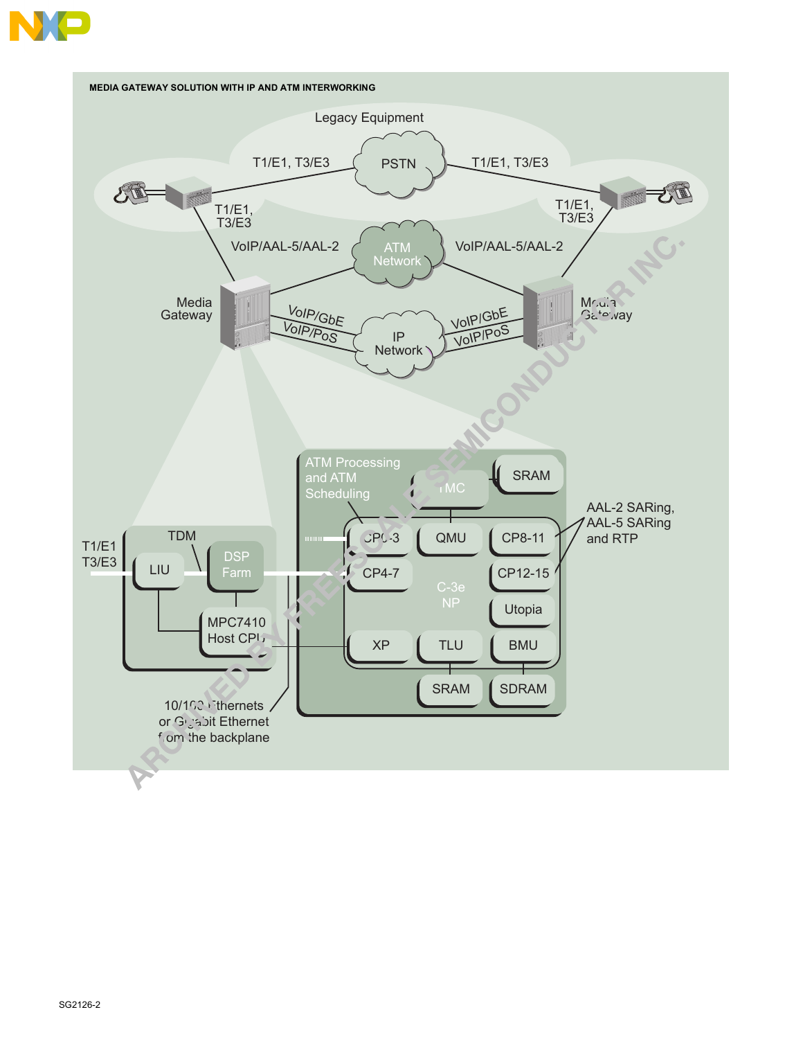**MEDIA GATEWAY SOLUTION WITH IP AND ATM INTERWORKING**

Legacy Equipment

PSTN

T1/E1, T3/E3

T1/E1, T3/E3

T1/E1, T3/E3

T1/E1, T3/E3

ATM Network

VoIP/AAL-5/AAL-2

VoIP/AAL-5/AAL-2

Media Gateway

Media Gateway

IP Network

VoIP/GbE

VoIP/PoS

VoIP/GbE

VoIP/PoS

T1/E1 T3/E3

TDM

LIU

DSP Farm

MPC7410 Host CPU

10/100 Ethernets or Gigabit Ethernet from the backplane

ATM Processing and ATM Scheduling

TMC

SRAM

CP0-3

QMU

CP8-11

CP4-7

CP12-15

C-3e NP

Utopia

XP

TLU

BMU

SRAM

SDRAM

AAL-2 SARing, AAL-5 SARing and RTP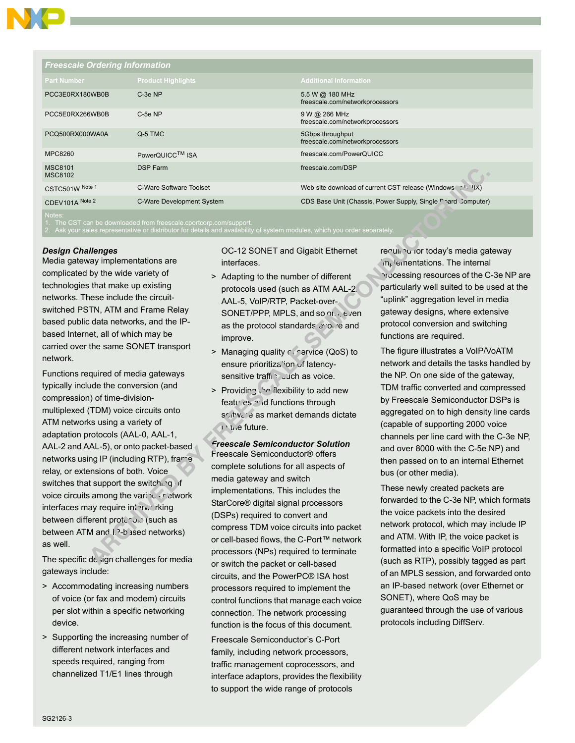## Freescale Ordering Information

| Part Number | Product Highlights | Additional Information |
|---|---|---|
| PCC3E0RX180WB0B | C-3e NP | 5.5 W @ 180 MHz<br>freescale.com/networkprocessors |
| PCC5E0RX266WB0B | C-5e NP | 9 W @ 266 MHz<br>freescale.com/networkprocessors |
| PCQ500RX000WA0A | Q-5 TMC | 5Gbps throughput<br>freescale.com/networkprocessors |
| MPC8260 | PowerQUICC™ ISA | freescale.com/PowerQUICC |
| MSC8101<br>MSC8102 | DSP Farm | freescale.com/DSP |
| CSTC501W Note 1 | C-Ware Software Toolset | Web site download of current CST release (Windows or UNIX) |
| CDEV101A Note 2 | C-Ware Development System | CDS Base Unit (Chassis, Power Supply, Single Board Computer) |

Notes:
1. The CST can be downloaded from freescale.cportcorp.com/support.
2. Ask your sales representative or distributor for details and availability of system modules, which you order separately.

### *Design Challenges*

Media gateway implementations are complicated by the wide variety of technologies that make up existing networks. These include the circuit-switched PSTN, ATM and Frame Relay based public data networks, and the IP-based Internet, all of which may be carried over the same SONET transport network.

Functions required of media gateways typically include the conversion (and compression) of time-division-multiplexed (TDM) voice circuits onto ATM networks using a variety of adaptation protocols (AAL-0, AAL-1, AAL-2 and AAL-5), or onto packet-based networks using IP (including RTP), frame relay, or extensions of both. Voice switches that support the switching of voice circuits among the various network interfaces may require interworking between different protocols (such as between ATM and IP-based networks) as well.

The specific design challenges for media gateways include:

> Accommodating increasing numbers of voice (or fax and modem) circuits per slot within a specific networking device.

> Supporting the increasing number of different network interfaces and speeds required, ranging from channelized T1/E1 lines through OC-12 SONET and Gigabit Ethernet interfaces.

> Adapting to the number of different protocols used (such as ATM AAL-2, AAL-5, VoIP/RTP, Packet-over-SONET/PPP, MPLS, and so on), even as the protocol standards evolve and improve.

> Managing quality of service (QoS) to ensure prioritization of latency-sensitive traffic such as voice.

> Providing the flexibility to add new features and functions through software as market demands dictate in the future.

### *Freescale Semiconductor Solution*

Freescale Semiconductor® offers complete solutions for all aspects of media gateway and switch implementations. This includes the StarCore® digital signal processors (DSPs) required to convert and compress TDM voice circuits into packet or cell-based flows, the C-Port™ network processors (NPs) required to terminate or switch the packet or cell-based circuits, and the PowerPC® ISA host processors required to implement the control functions that manage each voice connection. The network processing function is the focus of this document.

Freescale Semiconductor's C-Port family, including network processors, traffic management coprocessors, and interface adaptors, provides the flexibility to support the wide range of protocols required for today's media gateway implementations. The internal processing resources of the C-3e NP are particularly well suited to be used at the "uplink" aggregation level in media gateway designs, where extensive protocol conversion and switching functions are required.

The figure illustrates a VoIP/VoATM network and details the tasks handled by the NP. On one side of the gateway, TDM traffic converted and compressed by Freescale Semiconductor DSPs is aggregated on to high density line cards (capable of supporting 2000 voice channels per line card with the C-3e NP, and over 8000 with the C-5e NP) and then passed on to an internal Ethernet bus (or other media).

These newly created packets are forwarded to the C-3e NP, which formats the voice packets into the desired network protocol, which may include IP and ATM. With IP, the voice packet is formatted into a specific VoIP protocol (such as RTP), possibly tagged as part of an MPLS session, and forwarded onto an IP-based network (over Ethernet or SONET), where QoS may be guaranteed through the use of various protocols including DiffServ.

SG2126-3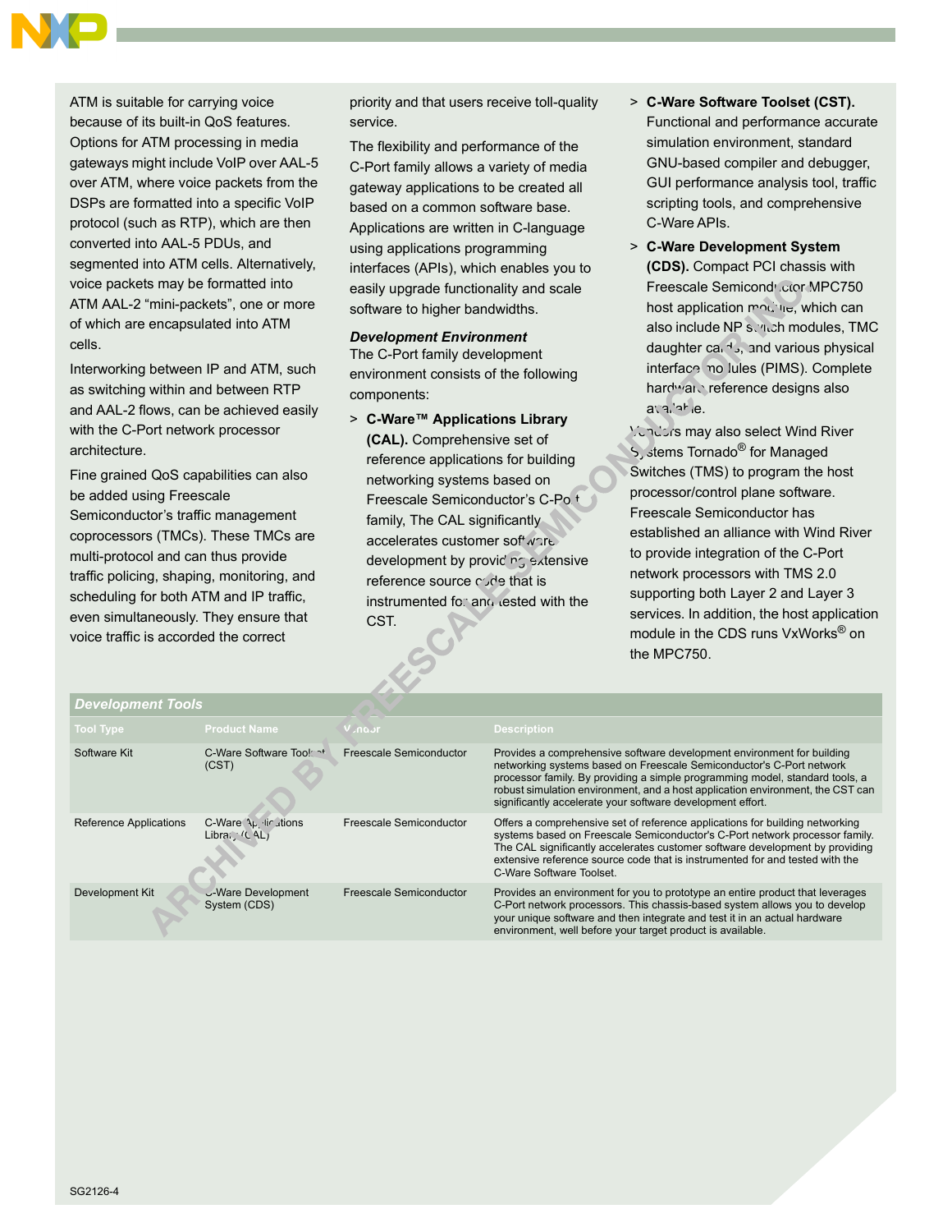ATM is suitable for carrying voice because of its built-in QoS features. Options for ATM processing in media gateways might include VoIP over AAL-5 over ATM, where voice packets from the DSPs are formatted into a specific VoIP protocol (such as RTP), which are then converted into AAL-5 PDUs, and segmented into ATM cells. Alternatively, voice packets may be formatted into ATM AAL-2 “mini-packets”, one or more of which are encapsulated into ATM cells.

Interworking between IP and ATM, such as switching within and between RTP and AAL-2 flows, can be achieved easily with the C-Port network processor architecture.

Fine grained QoS capabilities can also be added using Freescale Semiconductor’s traffic management coprocessors (TMCs). These TMCs are multi-protocol and can thus provide traffic policing, shaping, monitoring, and scheduling for both ATM and IP traffic, even simultaneously. They ensure that voice traffic is accorded the correct priority and that users receive toll-quality service.

The flexibility and performance of the C-Port family allows a variety of media gateway applications to be created all based on a common software base. Applications are written in C-language using applications programming interfaces (APIs), which enables you to easily upgrade functionality and scale software to higher bandwidths.

### *Development Environment*

The C-Port family development environment consists of the following components:

> **C-Ware™ Applications Library (CAL).** Comprehensive set of reference applications for building networking systems based on Freescale Semiconductor’s C-Port family, The CAL significantly accelerates customer software development by providing extensive reference source code that is instrumented for and tested with the CST.

> **C-Ware Software Toolset (CST).** Functional and performance accurate simulation environment, standard GNU-based compiler and debugger, GUI performance analysis tool, traffic scripting tools, and comprehensive C-Ware APIs.

> **C-Ware Development System (CDS).** Compact PCI chassis with Freescale Semiconductor MPC750 host application module, which can also include NP switch modules, TMC daughter cards, and various physical interface modules (PIMS). Complete hardware reference designs also available.

Vendors may also select Wind River Systems Tornado® for Managed Switches (TMS) to program the host processor/control plane software. Freescale Semiconductor has established an alliance with Wind River to provide integration of the C-Port network processors with TMS 2.0 supporting both Layer 2 and Layer 3 services. In addition, the host application module in the CDS runs VxWorks® on the MPC750.

**Development Tools**

| Tool Type | Product Name | Vendor | Description |
|---|---|---|---|
| Software Kit | C-Ware Software Toolset (CST) | Freescale Semiconductor | Provides a comprehensive software development environment for building networking systems based on Freescale Semiconductor's C-Port network processor family. By providing a simple programming model, standard tools, a robust simulation environment, and a host application environment, the CST can significantly accelerate your software development effort. |
| Reference Applications | C-Ware Applications Library (CAL) | Freescale Semiconductor | Offers a comprehensive set of reference applications for building networking systems based on Freescale Semiconductor's C-Port network processor family. The CAL significantly accelerates customer software development by providing extensive reference source code that is instrumented for and tested with the C-Ware Software Toolset. |
| Development Kit | C-Ware Development System (CDS) | Freescale Semiconductor | Provides an environment for you to prototype an entire product that leverages C-Port network processors. This chassis-based system allows you to develop your unique software and then integrate and test it in an actual hardware environment, well before your target product is available. |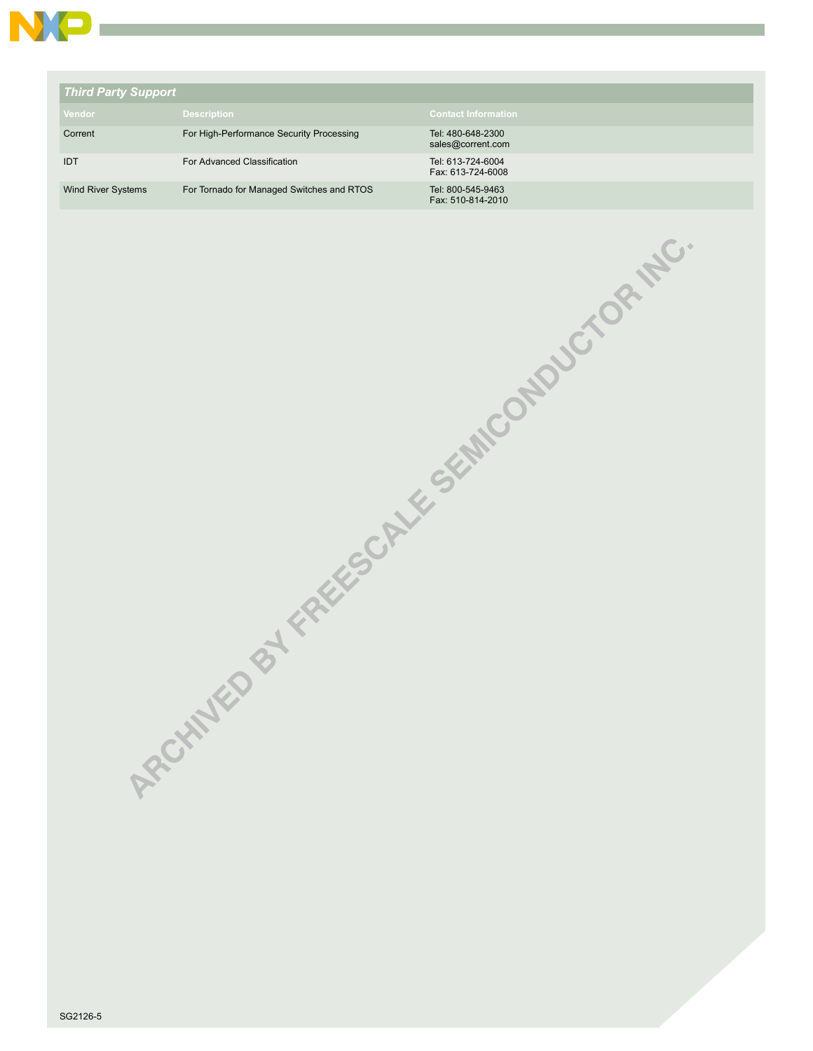## Third Party Support

| Vendor | Description | Contact Information |
|---|---|---|
| Corrent | For High-Performance Security Processing | Tel: 480-648-2300<br>sales@corrent.com |
| IDT | For Advanced Classification | Tel: 613-724-6004<br>Fax: 613-724-6008 |
| Wind River Systems | For Tornado for Managed Switches and RTOS | Tel: 800-545-9463<br>Fax: 510-814-2010 |

ARCHIVED BY FREESCALE SEMICONDUCTOR INC.

SG2126-5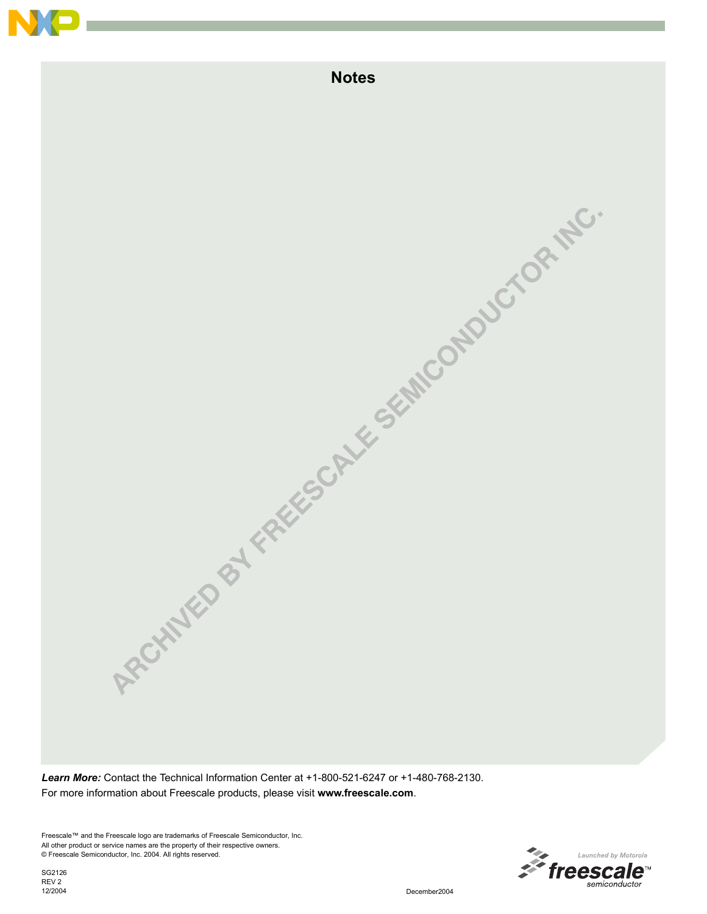## Notes

ARCHIVED BY FREESCALE SEMICONDUCTOR INC.

***Learn More:*** Contact the Technical Information Center at +1-800-521-6247 or +1-480-768-2130.
For more information about Freescale products, please visit **www.freescale.com**.

Freescale™ and the Freescale logo are trademarks of Freescale Semiconductor, Inc.
All other product or service names are the property of their respective owners.
© Freescale Semiconductor, Inc. 2004. All rights reserved.

SG2126
REV 2
12/2004

December2004